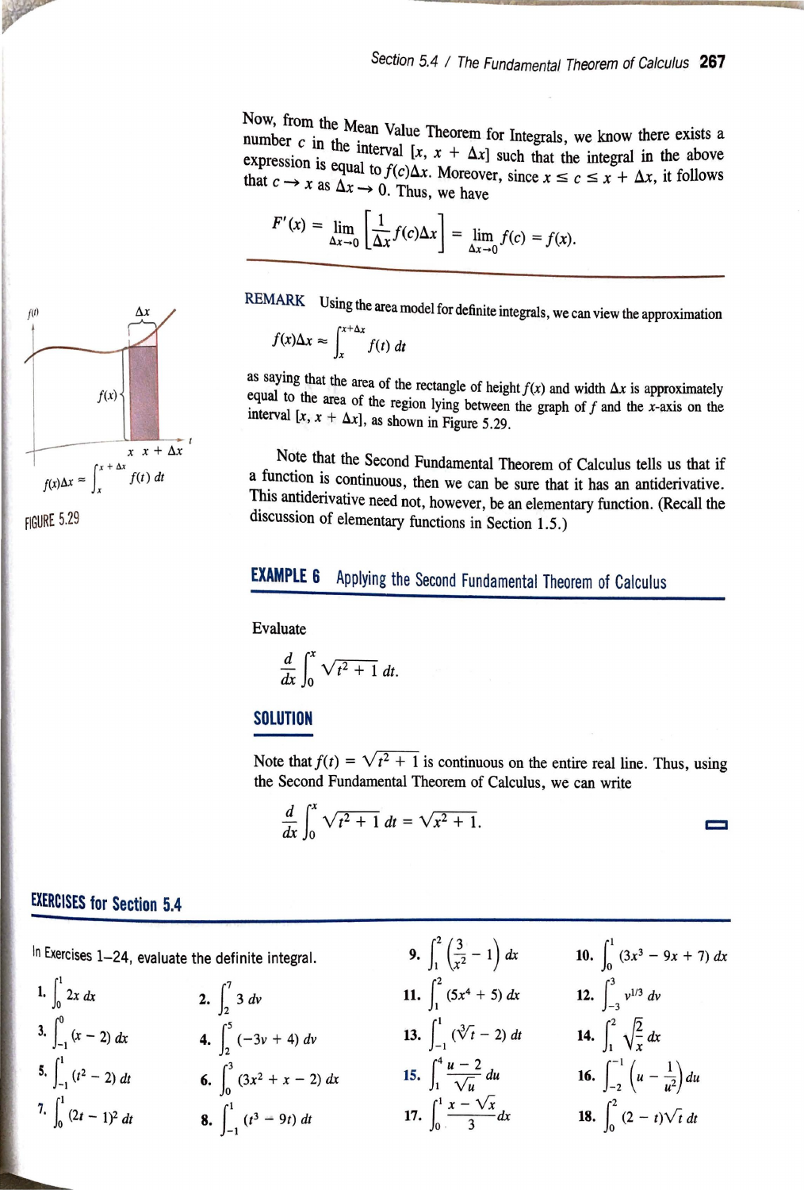Now, from the Mean Value Theorem for Integrals, we know there exists a number $c$ in the interval $[x, x + \Delta x]$ such that the integral in the above expression is equal to $f(c)\Delta x$. Moreover, since $x \le c \le x + \Delta x$, it follows that $c \to x$ as $\Delta x \to 0$. Thus, we have

$$F'(x) = \lim_{\Delta x \to 0}\left[\frac{1}{\Delta x} f(c)\Delta x\right] = \lim_{\Delta x \to 0} f(c) = f(x).$$

**REMARK** Using the area model for definite integrals, we can view the approximation

$$f(x)\Delta x \approx \int_x^{x+\Delta x} f(t)\, dt$$

as saying that the area of the rectangle of height $f(x)$ and width $\Delta x$ is approximately equal to the area of the region lying between the graph of $f$ and the $x$-axis on the interval $[x, x + \Delta x]$, as shown in Figure 5.29.

$f(x)\Delta x \approx \int_x^{x+\Delta x} f(t)\, dt$

FIGURE 5.29

Note that the Second Fundamental Theorem of Calculus tells us that if a function is continuous, then we can be sure that it has an antiderivative. This antiderivative need not, however, be an elementary function. (Recall the discussion of elementary functions in Section 1.5.)

### EXAMPLE 6 Applying the Second Fundamental Theorem of Calculus

Evaluate

$$\frac{d}{dx}\int_0^x \sqrt{t^2 + 1}\, dt.$$

**SOLUTION**

Note that $f(t) = \sqrt{t^2 + 1}$ is continuous on the entire real line. Thus, using the Second Fundamental Theorem of Calculus, we can write

$$\frac{d}{dx}\int_0^x \sqrt{t^2 + 1}\, dt = \sqrt{x^2 + 1}.$$

## EXERCISES for Section 5.4

In Exercises 1–24, evaluate the definite integral.

1. $\int_0^1 2x\, dx$
2. $\int_2^7 3\, dv$
3. $\int_{-1}^0 (x - 2)\, dx$
4. $\int_2^5 (-3v + 4)\, dv$
5. $\int_{-1}^1 (t^2 - 2)\, dt$
6. $\int_0^3 (3x^2 + x - 2)\, dx$
7. $\int_0^1 (2t - 1)^2\, dt$
8. $\int_{-1}^1 (t^3 - 9t)\, dt$
9. $\int_1^2 \left(\frac{3}{x^2} - 1\right) dx$
10. $\int_0^1 (3x^3 - 9x + 7)\, dx$
11. $\int_1^2 (5x^4 + 5)\, dx$
12. $\int_{-3}^3 v^{1/3}\, dv$
13. $\int_{-1}^1 (\sqrt[3]{t} - 2)\, dt$
14. $\int_1^2 \sqrt{\frac{2}{x}}\, dx$
15. $\int_1^4 \frac{u - 2}{\sqrt{u}}\, du$
16. $\int_{-2}^{-1} \left(u - \frac{1}{u^2}\right) du$
17. $\int_0^1 \frac{x - \sqrt{x}}{3}\, dx$
18. $\int_0^2 (2 - t)\sqrt{t}\, dt$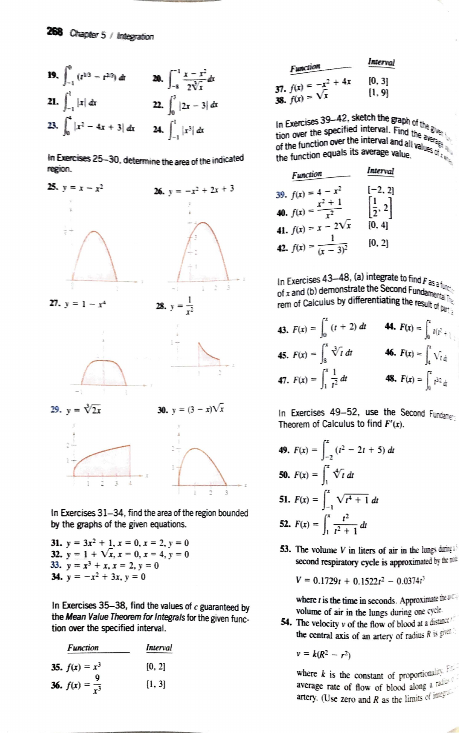19. $\int_{-1}^{0} (t^{1/3} - t^{2/3})\, dt$

20. $\int_{-8}^{-1} \frac{x - x^2}{2\sqrt[3]{x}}\, dx$

21. $\int_{-1}^{1} |x|\, dx$

22. $\int_{0}^{3} |2x - 3|\, dx$

23. $\int_{0}^{4} |x^2 - 4x + 3|\, dx$

24. $\int_{-1}^{1} |x^3|\, dx$

In Exercises 25–30, determine the area of the indicated region.

25. $y = x - x^2$

26. $y = -x^2 + 2x + 3$

27. $y = 1 - x^4$

28. $y = \frac{1}{x^2}$

29. $y = \sqrt[3]{2x}$

30. $y = (3 - x)\sqrt{x}$

In Exercises 31–34, find the area of the region bounded by the graphs of the given equations.

31. $y = 3x^2 + 1, x = 0, x = 2, y = 0$

32. $y = 1 + \sqrt{x}, x = 0, x = 4, y = 0$

33. $y = x^3 + x, x = 2, y = 0$

34. $y = -x^2 + 3x, y = 0$

In Exercises 35–38, find the values of $c$ guaranteed by the *Mean Value Theorem for Integrals* for the given function over the specified interval.

| Function | Interval |
|---|---|
| 35. $f(x) = x^3$ | $[0, 2]$ |
| 36. $f(x) = \frac{9}{x^3}$ | $[1, 3]$ |
| 37. $f(x) = -x^2 + 4x$ | $[0, 3]$ |
| 38. $f(x) = \sqrt{x}$ | $[1, 9]$ |

In Exercises 39–42, sketch the graph of the given function over the specified interval. Find the average value of the function over the interval and all values of $x$ where the function equals its average value.

| Function | Interval |
|---|---|
| 39. $f(x) = 4 - x^2$ | $[-2, 2]$ |
| 40. $f(x) = \frac{x^2 + 1}{x^2}$ | $\left[\frac{1}{2}, 2\right]$ |
| 41. $f(x) = x - 2\sqrt{x}$ | $[0, 4]$ |
| 42. $f(x) = \frac{1}{(x - 3)^2}$ | $[0, 2]$ |

In Exercises 43–48, (a) integrate to find $F$ as a function of $x$ and (b) demonstrate the Second Fundamental Theorem of Calculus by differentiating the result of part (a).

43. $F(x) = \int_{0}^{x} (t + 2)\, dt$

44. $F(x) = \int_{0}^{x} t(t^2 + 1)\, dt$

45. $F(x) = \int_{8}^{x} \sqrt[3]{t}\, dt$

46. $F(x) = \int_{4}^{x} \sqrt{t}\, dt$

47. $F(x) = \int_{1}^{x} \frac{1}{t^2}\, dt$

48. $F(x) = \int_{0}^{x} t^{3/2}\, dt$

In Exercises 49–52, use the Second Fundamental Theorem of Calculus to find $F'(x)$.

49. $F(x) = \int_{-2}^{x} (t^2 - 2t + 5)\, dt$

50. $F(x) = \int_{1}^{x} \sqrt[4]{t}\, dt$

51. $F(x) = \int_{-1}^{x} \sqrt{t^4 + 1}\, dt$

52. $F(x) = \int_{1}^{x} \frac{t^2}{t^2 + 1}\, dt$

53. The volume $V$ in liters of air in the lungs during a five-second respiratory cycle is approximated by the model

$$V = 0.1729t + 0.1522t^2 - 0.0374t^3$$

where $t$ is the time in seconds. Approximate the average volume of air in the lungs during one cycle.

54. The velocity $v$ of the flow of blood at a distance $r$ from the central axis of an artery of radius $R$ is given by

$$v = k(R^2 - r^2)$$

where $k$ is the constant of proportionality. Find the average rate of flow of blood along a radius of the artery. (Use zero and $R$ as the limits of integration.)